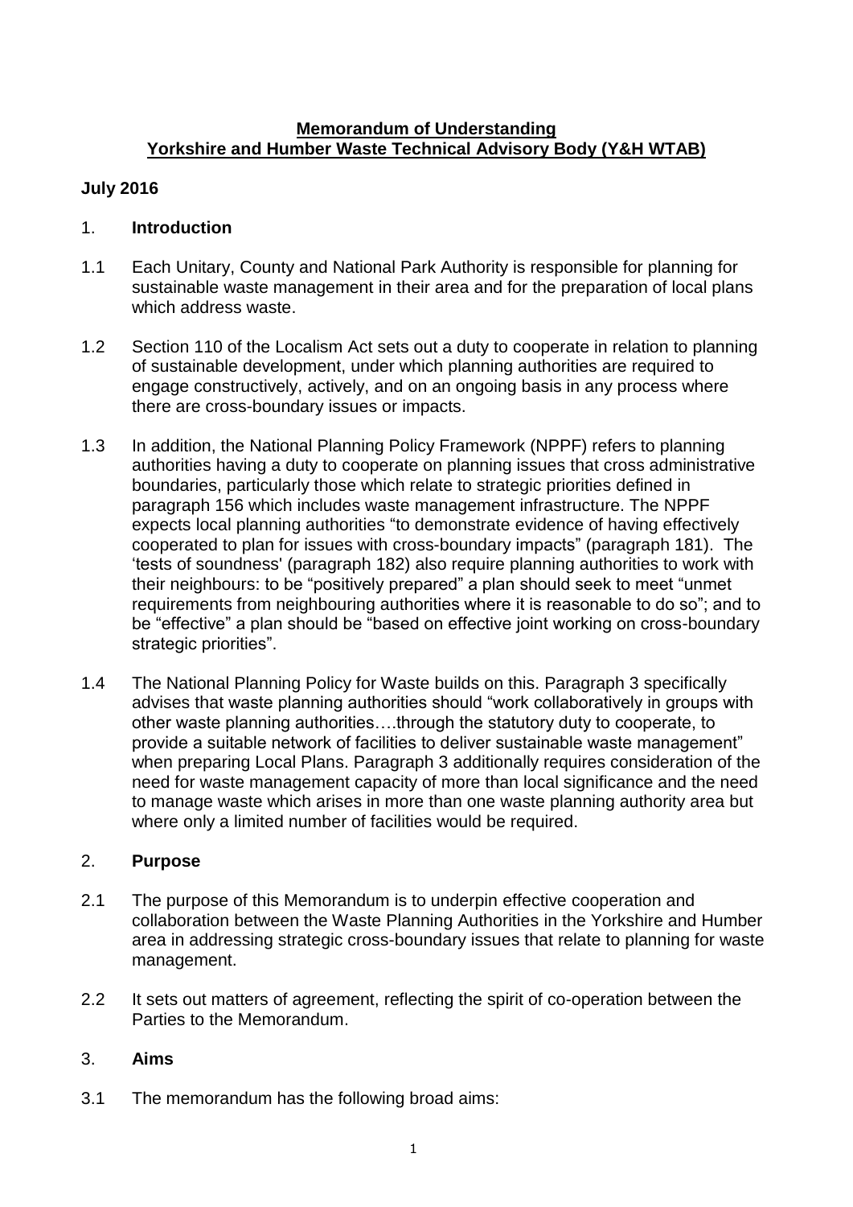**Memorandum of Understanding**
**Yorkshire and Humber Waste Technical Advisory Body (Y&H WTAB)**

**July 2016**

## 1. Introduction

1.1 Each Unitary, County and National Park Authority is responsible for planning for sustainable waste management in their area and for the preparation of local plans which address waste.

1.2 Section 110 of the Localism Act sets out a duty to cooperate in relation to planning of sustainable development, under which planning authorities are required to engage constructively, actively, and on an ongoing basis in any process where there are cross-boundary issues or impacts.

1.3 In addition, the National Planning Policy Framework (NPPF) refers to planning authorities having a duty to cooperate on planning issues that cross administrative boundaries, particularly those which relate to strategic priorities defined in paragraph 156 which includes waste management infrastructure. The NPPF expects local planning authorities "to demonstrate evidence of having effectively cooperated to plan for issues with cross-boundary impacts" (paragraph 181). The 'tests of soundness' (paragraph 182) also require planning authorities to work with their neighbours: to be "positively prepared" a plan should seek to meet "unmet requirements from neighbouring authorities where it is reasonable to do so"; and to be "effective" a plan should be "based on effective joint working on cross-boundary strategic priorities".

1.4 The National Planning Policy for Waste builds on this. Paragraph 3 specifically advises that waste planning authorities should "work collaboratively in groups with other waste planning authorities….through the statutory duty to cooperate, to provide a suitable network of facilities to deliver sustainable waste management" when preparing Local Plans. Paragraph 3 additionally requires consideration of the need for waste management capacity of more than local significance and the need to manage waste which arises in more than one waste planning authority area but where only a limited number of facilities would be required.

## 2. Purpose

2.1 The purpose of this Memorandum is to underpin effective cooperation and collaboration between the Waste Planning Authorities in the Yorkshire and Humber area in addressing strategic cross-boundary issues that relate to planning for waste management.

2.2 It sets out matters of agreement, reflecting the spirit of co-operation between the Parties to the Memorandum.

## 3. Aims

3.1 The memorandum has the following broad aims: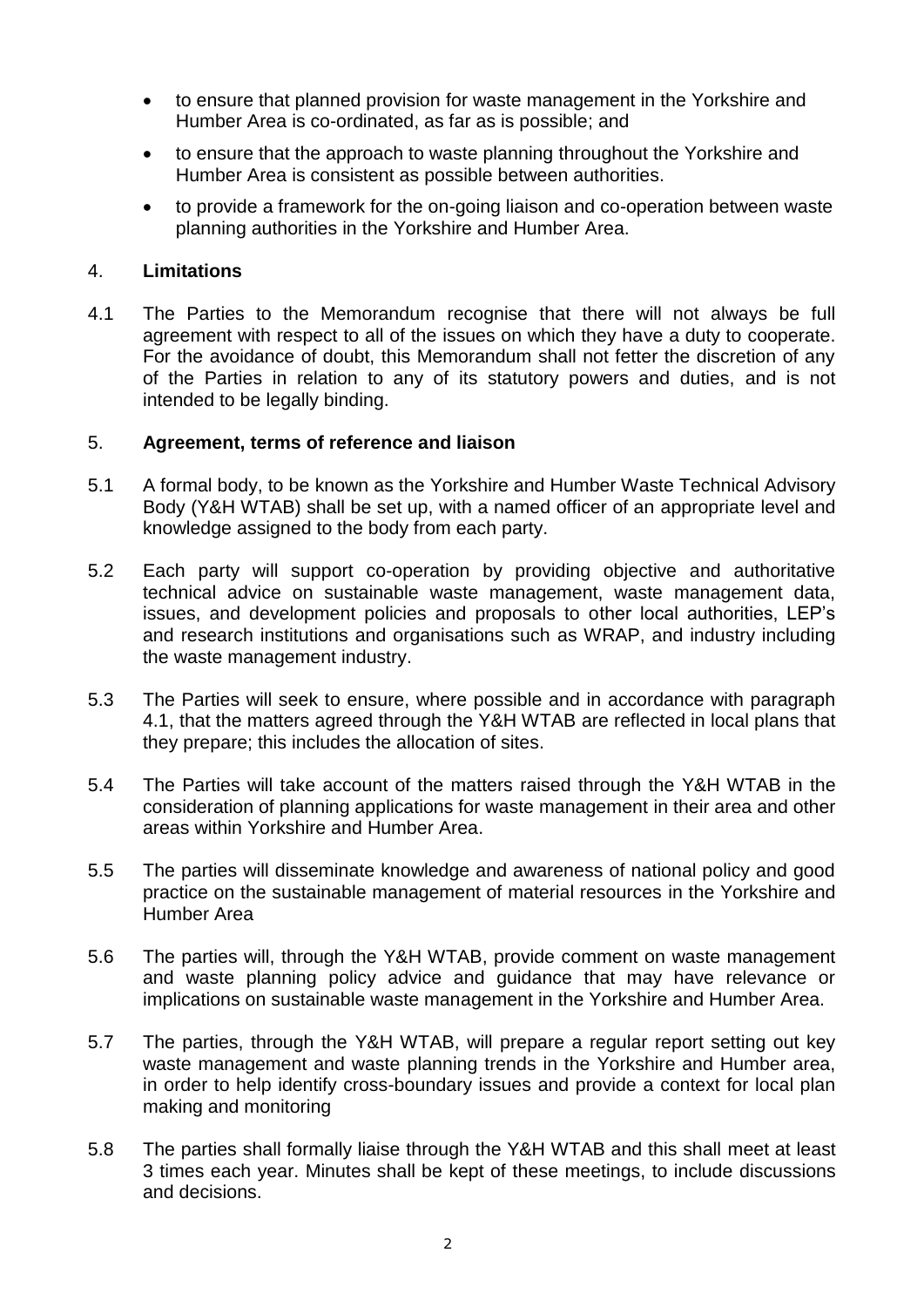- to ensure that planned provision for waste management in the Yorkshire and Humber Area is co-ordinated, as far as is possible; and
- to ensure that the approach to waste planning throughout the Yorkshire and Humber Area is consistent as possible between authorities.
- to provide a framework for the on-going liaison and co-operation between waste planning authorities in the Yorkshire and Humber Area.

## 4. **Limitations**

4.1 The Parties to the Memorandum recognise that there will not always be full agreement with respect to all of the issues on which they have a duty to cooperate. For the avoidance of doubt, this Memorandum shall not fetter the discretion of any of the Parties in relation to any of its statutory powers and duties, and is not intended to be legally binding.

## 5. **Agreement, terms of reference and liaison**

5.1 A formal body, to be known as the Yorkshire and Humber Waste Technical Advisory Body (Y&H WTAB) shall be set up, with a named officer of an appropriate level and knowledge assigned to the body from each party.

5.2 Each party will support co-operation by providing objective and authoritative technical advice on sustainable waste management, waste management data, issues, and development policies and proposals to other local authorities, LEP's and research institutions and organisations such as WRAP, and industry including the waste management industry.

5.3 The Parties will seek to ensure, where possible and in accordance with paragraph 4.1, that the matters agreed through the Y&H WTAB are reflected in local plans that they prepare; this includes the allocation of sites.

5.4 The Parties will take account of the matters raised through the Y&H WTAB in the consideration of planning applications for waste management in their area and other areas within Yorkshire and Humber Area.

5.5 The parties will disseminate knowledge and awareness of national policy and good practice on the sustainable management of material resources in the Yorkshire and Humber Area

5.6 The parties will, through the Y&H WTAB, provide comment on waste management and waste planning policy advice and guidance that may have relevance or implications on sustainable waste management in the Yorkshire and Humber Area.

5.7 The parties, through the Y&H WTAB, will prepare a regular report setting out key waste management and waste planning trends in the Yorkshire and Humber area, in order to help identify cross-boundary issues and provide a context for local plan making and monitoring

5.8 The parties shall formally liaise through the Y&H WTAB and this shall meet at least 3 times each year. Minutes shall be kept of these meetings, to include discussions and decisions.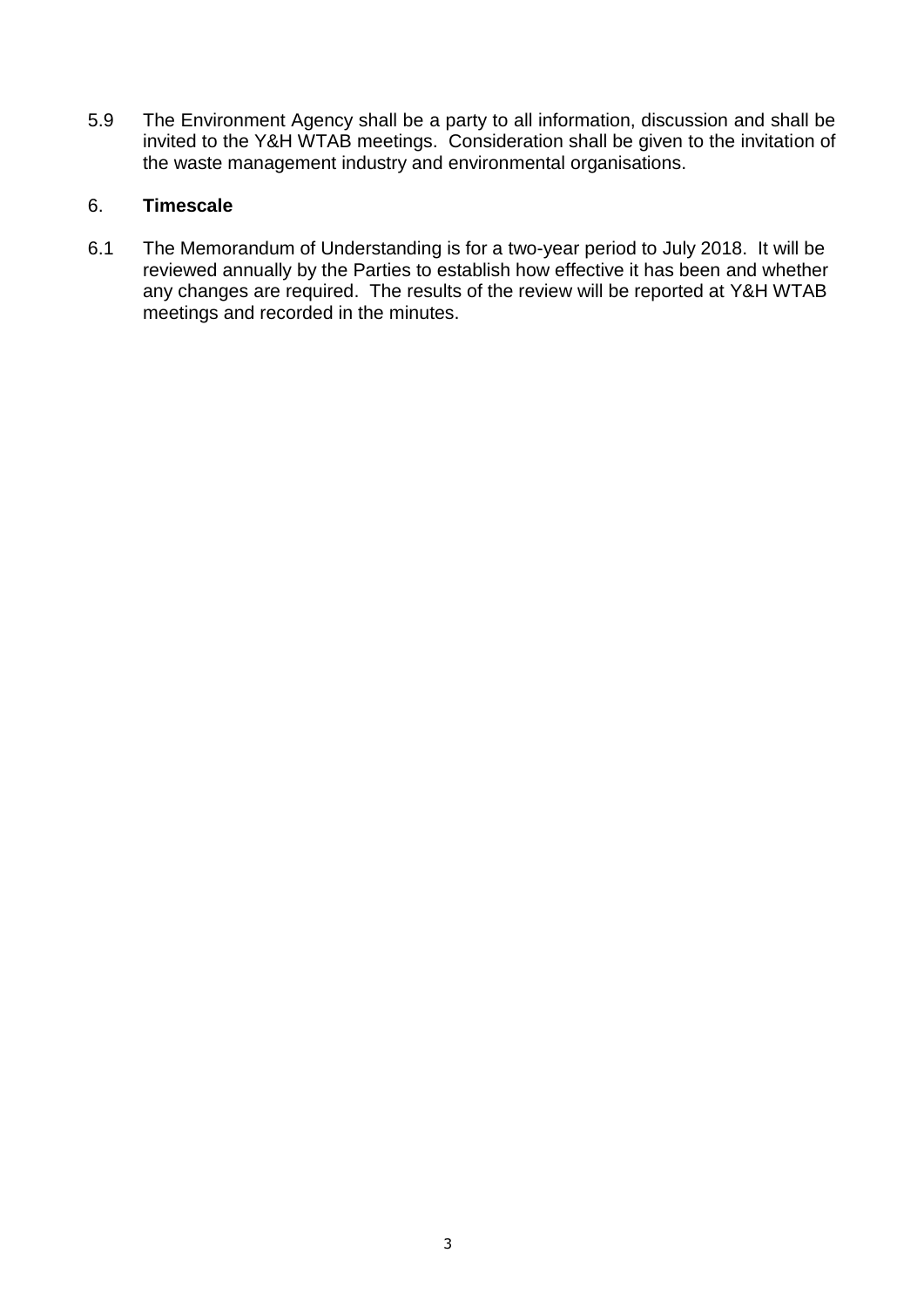5.9 The Environment Agency shall be a party to all information, discussion and shall be invited to the Y&H WTAB meetings. Consideration shall be given to the invitation of the waste management industry and environmental organisations.

## 6. **Timescale**

6.1 The Memorandum of Understanding is for a two-year period to July 2018. It will be reviewed annually by the Parties to establish how effective it has been and whether any changes are required. The results of the review will be reported at Y&H WTAB meetings and recorded in the minutes.